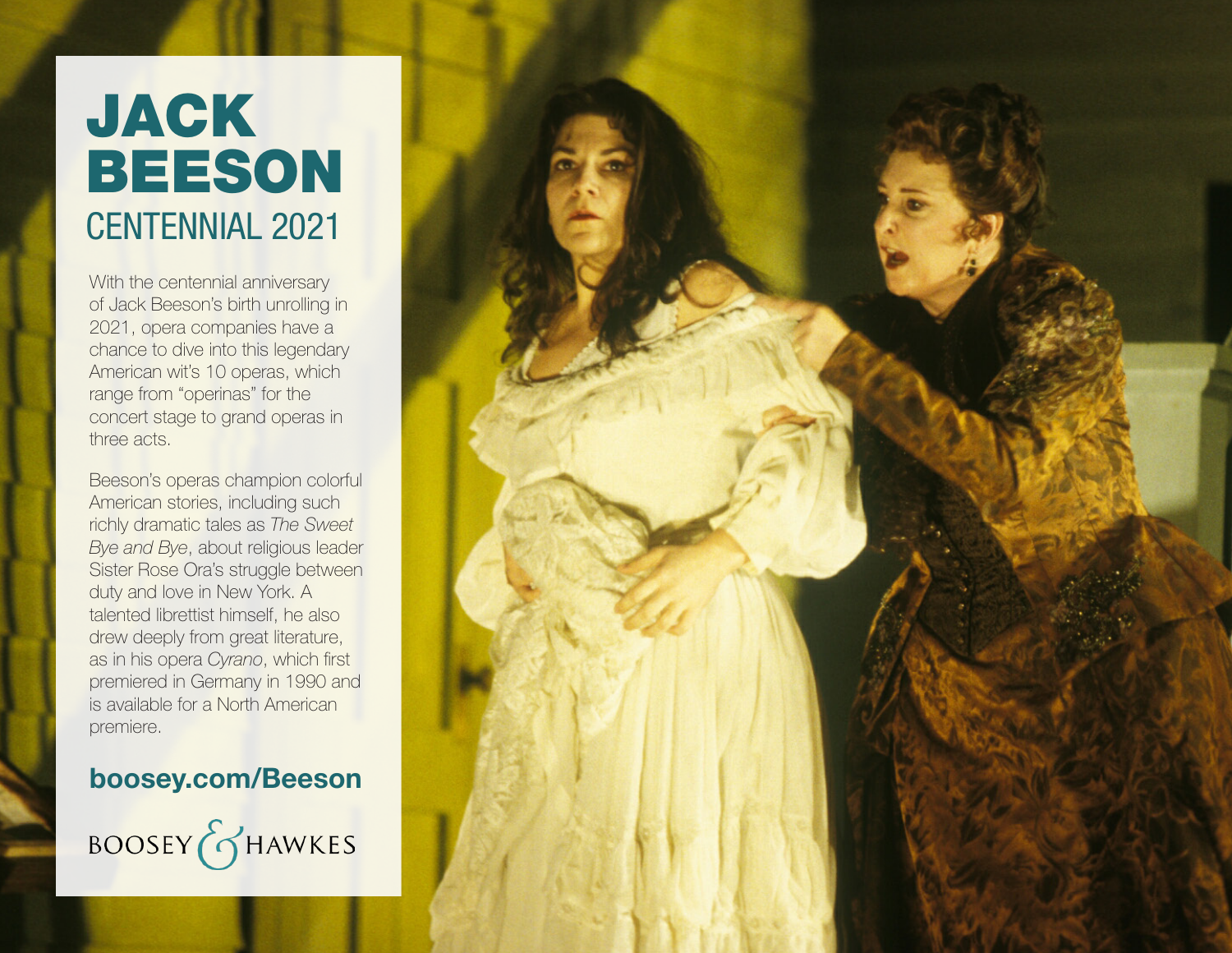# JACK BEESON

## CENTENNIAL 2021

With the centennial anniversary of Jack Beeson's birth unrolling in 2021, opera companies have a chance to dive into this legendary American wit's 10 operas, which range from "operinas" for the concert stage to grand operas in three acts.

Beeson's operas champion colorful American stories, including such richly dramatic tales as *The Sweet Bye and Bye*, about religious leader Sister Rose Ora's struggle between duty and love in New York. A talented librettist himself, he also drew deeply from great literature, as in his opera *Cyrano*, which first premiered in Germany in 1990 and is available for a North American premiere.

**boosey.com/Beeson**

BOOSEY & HAWKES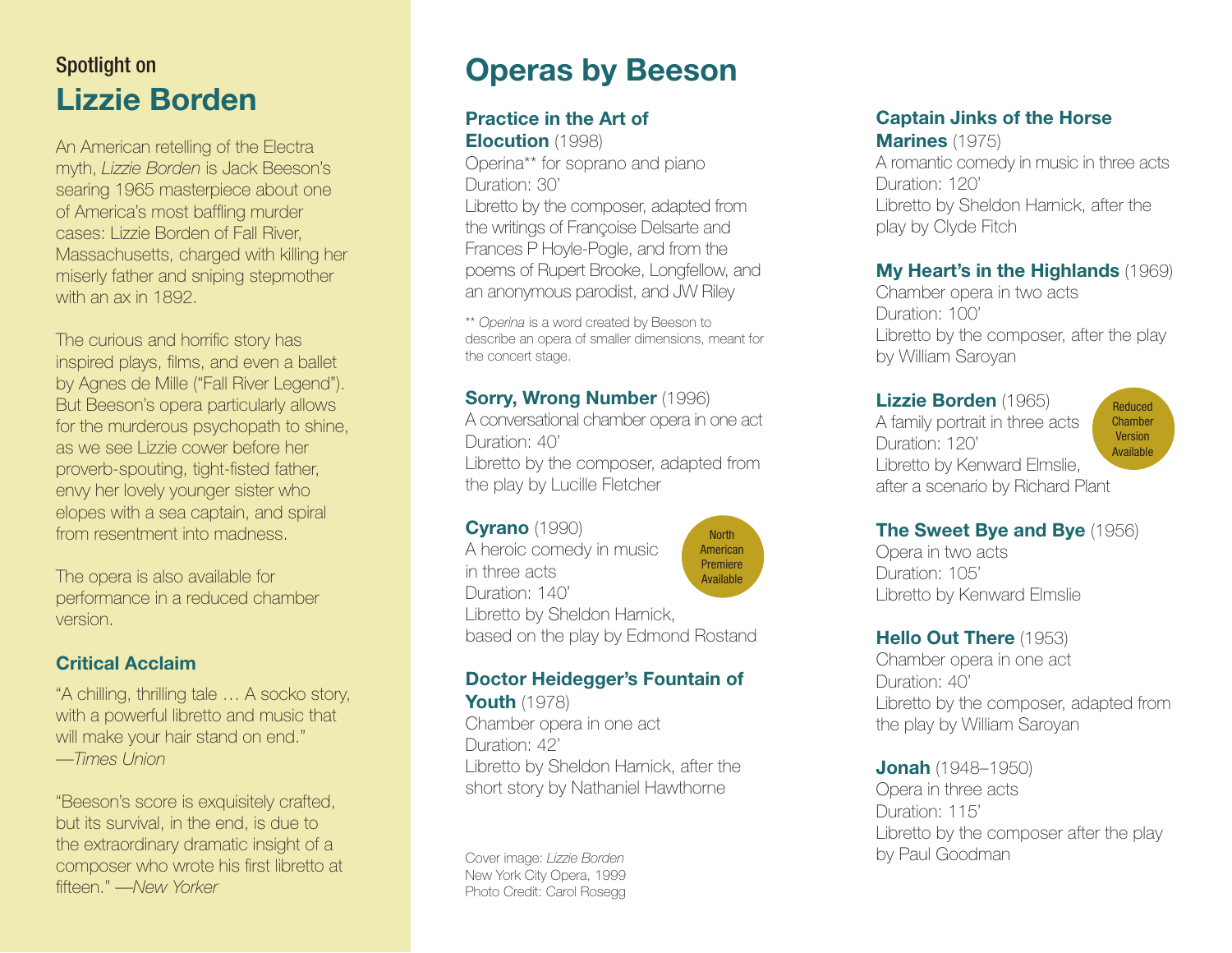Spotlight on

## Lizzie Borden

An American retelling of the Electra myth, *Lizzie Borden* is Jack Beeson's searing 1965 masterpiece about one of America's most baffling murder cases: Lizzie Borden of Fall River, Massachusetts, charged with killing her miserly father and sniping stepmother with an ax in 1892.

The curious and horrific story has inspired plays, films, and even a ballet by Agnes de Mille ("Fall River Legend"). But Beeson's opera particularly allows for the murderous psychopath to shine, as we see Lizzie cower before her proverb-spouting, tight-fisted father, envy her lovely younger sister who elopes with a sea captain, and spiral from resentment into madness.

The opera is also available for performance in a reduced chamber version.

### Critical Acclaim

"A chilling, thrilling tale … A socko story, with a powerful libretto and music that will make your hair stand on end." —*Times Union*

"Beeson's score is exquisitely crafted, but its survival, in the end, is due to the extraordinary dramatic insight of a composer who wrote his first libretto at fifteen." —*New Yorker*

# Operas by Beeson

**Practice in the Art of Elocution** (1998)
Operina** for soprano and piano
Duration: 30'
Libretto by the composer, adapted from the writings of Françoise Delsarte and Frances P Hoyle-Pogle, and from the poems of Rupert Brooke, Longfellow, and an anonymous parodist, and JW Riley

** *Operina* is a word created by Beeson to describe an opera of smaller dimensions, meant for the concert stage.

**Sorry, Wrong Number** (1996)
A conversational chamber opera in one act
Duration: 40'
Libretto by the composer, adapted from the play by Lucille Fletcher

**Cyrano** (1990)
North American Premiere Available
A heroic comedy in music in three acts
Duration: 140'
Libretto by Sheldon Harnick, based on the play by Edmond Rostand

**Doctor Heidegger's Fountain of Youth** (1978)
Chamber opera in one act
Duration: 42'
Libretto by Sheldon Harnick, after the short story by Nathaniel Hawthorne

**Captain Jinks of the Horse Marines** (1975)
A romantic comedy in music in three acts
Duration: 120'
Libretto by Sheldon Harnick, after the play by Clyde Fitch

**My Heart's in the Highlands** (1969)
Chamber opera in two acts
Duration: 100'
Libretto by the composer, after the play by William Saroyan

**Lizzie Borden** (1965)
Reduced Chamber Version Available
A family portrait in three acts
Duration: 120'
Libretto by Kenward Elmslie, after a scenario by Richard Plant

**The Sweet Bye and Bye** (1956)
Opera in two acts
Duration: 105'
Libretto by Kenward Elmslie

**Hello Out There** (1953)
Chamber opera in one act
Duration: 40'
Libretto by the composer, adapted from the play by William Saroyan

**Jonah** (1948–1950)
Opera in three acts
Duration: 115'
Libretto by the composer after the play by Paul Goodman

Cover image: *Lizzie Borden*
New York City Opera, 1999
Photo Credit: Carol Rosegg